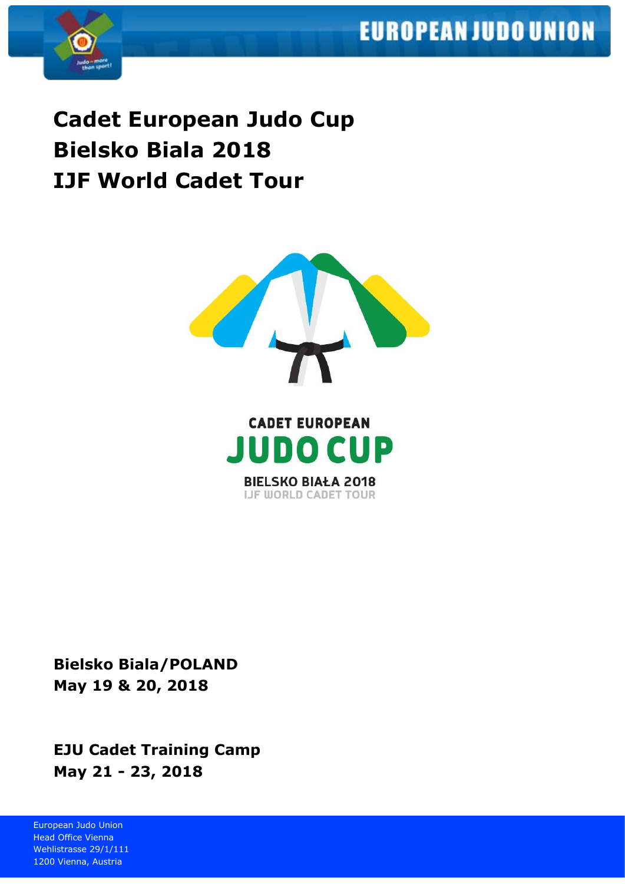# Cadet European Judo Cup
# Bielsko Biala 2018
# IJF World Cadet Tour

CADET EUROPEAN
JUDO CUP
BIELSKO BIAŁA 2018
IJF WORLD CADET TOUR

**Bielsko Biala/POLAND**
**May 19 & 20, 2018**

**EJU Cadet Training Camp**
**May 21 - 23, 2018**

European Judo Union
Head Office Vienna
Wehlistrasse 29/1/111
1200 Vienna, Austria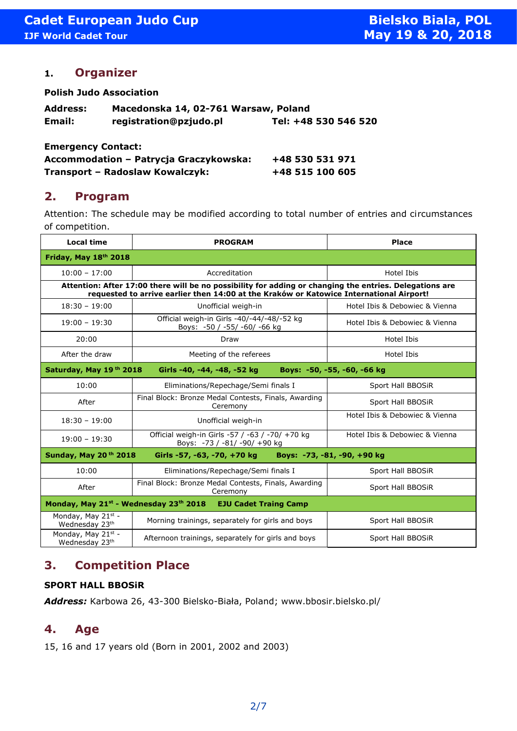## 1. Organizer

**Polish Judo Association**

**Address:** **Macedonska 14, 02-761 Warsaw, Poland**
**Email:** **registration@pzjudo.pl** **Tel: +48 530 546 520**

**Emergency Contact:**
**Accommodation – Patrycja Graczykowska:** **+48 530 531 971**
**Transport – Radoslaw Kowalczyk:** **+48 515 100 605**

## 2. Program

Attention: The schedule may be modified according to total number of entries and circumstances of competition.

| Local time | PROGRAM | Place |
|---|---|---|
| **Friday, May 18th 2018** | | |
| 10:00 – 17:00 | Accreditation | Hotel Ibis |
| **Attention: After 17:00 there will be no possibility for adding or changing the entries. Delegations are requested to arrive earlier then 14:00 at the Kraków or Katowice International Airport!** | | |
| 18:30 – 19:00 | Unofficial weigh-in | Hotel Ibis & Debowiec & Vienna |
| 19:00 – 19:30 | Official weigh-in Girls -40/-44/-48/-52 kg Boys: -50 / -55/ -60/ -66 kg | Hotel Ibis & Debowiec & Vienna |
| 20:00 | Draw | Hotel Ibis |
| After the draw | Meeting of the referees | Hotel Ibis |
| **Saturday, May 19th 2018** | **Girls -40, -44, -48, -52 kg** | **Boys: -50, -55, -60, -66 kg** |
| 10:00 | Eliminations/Repechage/Semi finals I | Sport Hall BBOSiR |
| After | Final Block: Bronze Medal Contests, Finals, Awarding Ceremony | Sport Hall BBOSiR |
| 18:30 – 19:00 | Unofficial weigh-in | Hotel Ibis & Debowiec & Vienna |
| 19:00 – 19:30 | Official weigh-in Girls -57 / -63 / -70/ +70 kg Boys: -73 / -81/ -90/ +90 kg | Hotel Ibis & Debowiec & Vienna |
| **Sunday, May 20th 2018** | **Girls -57, -63, -70, +70 kg** | **Boys: -73, -81, -90, +90 kg** |
| 10:00 | Eliminations/Repechage/Semi finals I | Sport Hall BBOSiR |
| After | Final Block: Bronze Medal Contests, Finals, Awarding Ceremony | Sport Hall BBOSiR |
| **Monday, May 21st - Wednesday 23th 2018** | **EJU Cadet Traing Camp** | |
| Monday, May 21st - Wednesday 23th | Morning trainings, separately for girls and boys | Sport Hall BBOSiR |
| Monday, May 21st - Wednesday 23th | Afternoon trainings, separately for girls and boys | Sport Hall BBOSiR |

## 3. Competition Place

**SPORT HALL BBOSiR**

***Address:*** Karbowa 26, 43-300 Bielsko-Biała, Poland; www.bbosir.bielsko.pl/

## 4. Age

15, 16 and 17 years old (Born in 2001, 2002 and 2003)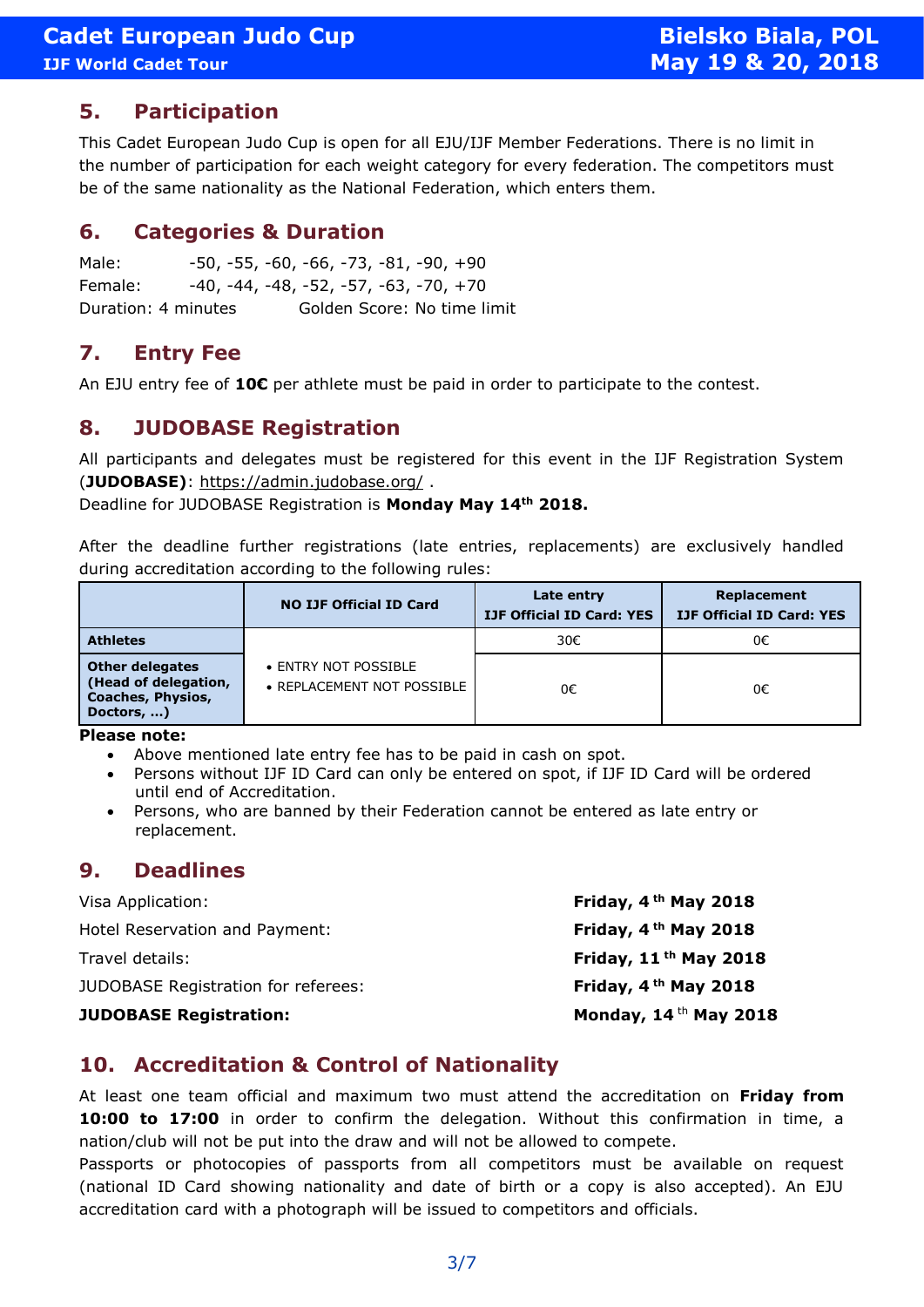## 5. Participation

This Cadet European Judo Cup is open for all EJU/IJF Member Federations. There is no limit in the number of participation for each weight category for every federation. The competitors must be of the same nationality as the National Federation, which enters them.

## 6. Categories & Duration

Male: -50, -55, -60, -66, -73, -81, -90, +90
Female: -40, -44, -48, -52, -57, -63, -70, +70
Duration: 4 minutes Golden Score: No time limit

## 7. Entry Fee

An EJU entry fee of **10€** per athlete must be paid in order to participate to the contest.

## 8. JUDOBASE Registration

All participants and delegates must be registered for this event in the IJF Registration System (**JUDOBASE**): https://admin.judobase.org/ .
Deadline for JUDOBASE Registration is **Monday May 14th 2018.**

After the deadline further registrations (late entries, replacements) are exclusively handled during accreditation according to the following rules:

| | NO IJF Official ID Card | Late entry IJF Official ID Card: YES | Replacement IJF Official ID Card: YES |
|---|---|---|---|
| **Athletes** | • ENTRY NOT POSSIBLE • REPLACEMENT NOT POSSIBLE | 30€ | 0€ |
| **Other delegates (Head of delegation, Coaches, Physios, Doctors, …)** | | 0€ | 0€ |

**Please note:**

- Above mentioned late entry fee has to be paid in cash on spot.
- Persons without IJF ID Card can only be entered on spot, if IJF ID Card will be ordered until end of Accreditation.
- Persons, who are banned by their Federation cannot be entered as late entry or replacement.

## 9. Deadlines

| | |
|---|---|
| Visa Application: | **Friday, 4th May 2018** |
| Hotel Reservation and Payment: | **Friday, 4th May 2018** |
| Travel details: | **Friday, 11th May 2018** |
| JUDOBASE Registration for referees: | **Friday, 4th May 2018** |
| **JUDOBASE Registration:** | **Monday, 14th May 2018** |

## 10. Accreditation & Control of Nationality

At least one team official and maximum two must attend the accreditation on **Friday from 10:00 to 17:00** in order to confirm the delegation. Without this confirmation in time, a nation/club will not be put into the draw and will not be allowed to compete.
Passports or photocopies of passports from all competitors must be available on request (national ID Card showing nationality and date of birth or a copy is also accepted). An EJU accreditation card with a photograph will be issued to competitors and officials.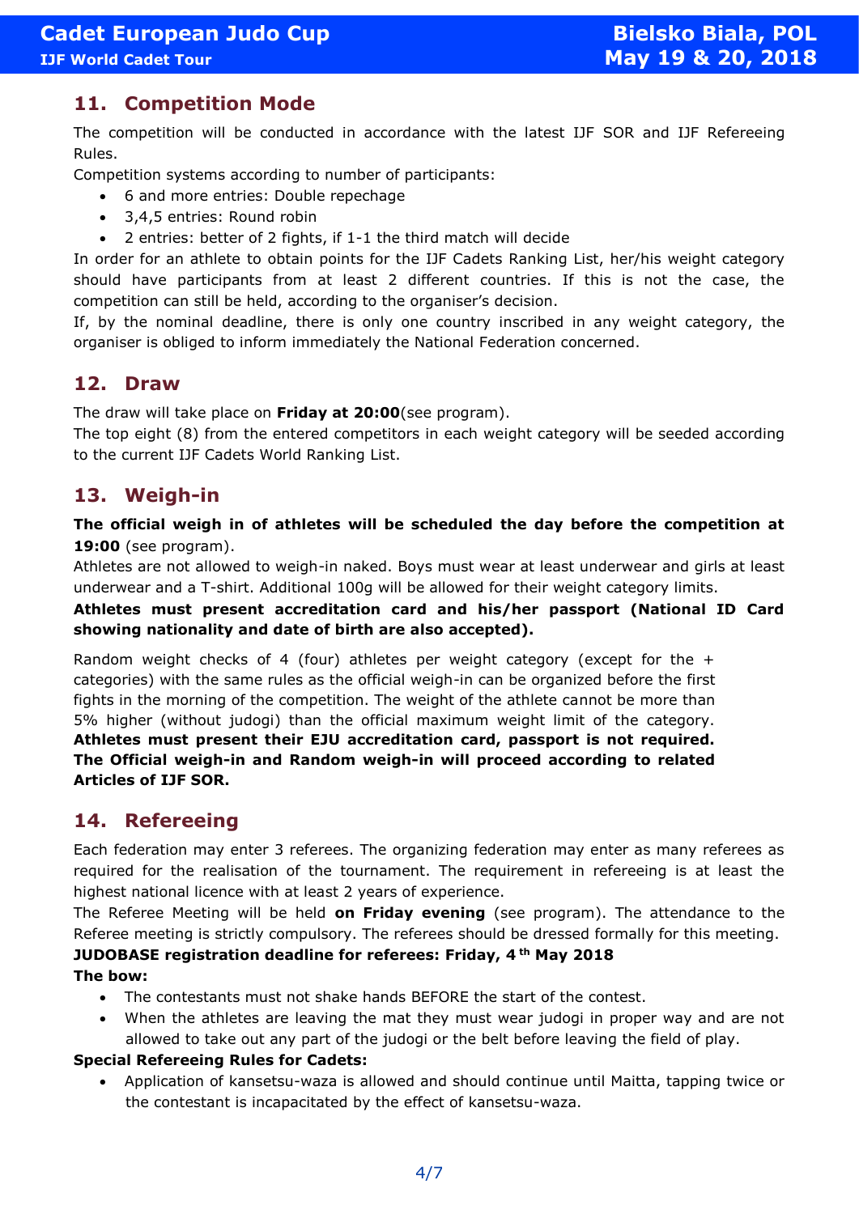## 11. Competition Mode

The competition will be conducted in accordance with the latest IJF SOR and IJF Refereeing Rules.

Competition systems according to number of participants:

- 6 and more entries: Double repechage
- 3,4,5 entries: Round robin
- 2 entries: better of 2 fights, if 1-1 the third match will decide

In order for an athlete to obtain points for the IJF Cadets Ranking List, her/his weight category should have participants from at least 2 different countries. If this is not the case, the competition can still be held, according to the organiser's decision.

If, by the nominal deadline, there is only one country inscribed in any weight category, the organiser is obliged to inform immediately the National Federation concerned.

## 12. Draw

The draw will take place on **Friday at 20:00**(see program).

The top eight (8) from the entered competitors in each weight category will be seeded according to the current IJF Cadets World Ranking List.

## 13. Weigh-in

**The official weigh in of athletes will be scheduled the day before the competition at 19:00** (see program).

Athletes are not allowed to weigh-in naked. Boys must wear at least underwear and girls at least underwear and a T-shirt. Additional 100g will be allowed for their weight category limits.

**Athletes must present accreditation card and his/her passport (National ID Card showing nationality and date of birth are also accepted).**

Random weight checks of 4 (four) athletes per weight category (except for the + categories) with the same rules as the official weigh-in can be organized before the first fights in the morning of the competition. The weight of the athlete cannot be more than 5% higher (without judogi) than the official maximum weight limit of the category. **Athletes must present their EJU accreditation card, passport is not required. The Official weigh-in and Random weigh-in will proceed according to related Articles of IJF SOR.**

## 14. Refereeing

Each federation may enter 3 referees. The organizing federation may enter as many referees as required for the realisation of the tournament. The requirement in refereeing is at least the highest national licence with at least 2 years of experience.

The Referee Meeting will be held **on Friday evening** (see program). The attendance to the Referee meeting is strictly compulsory. The referees should be dressed formally for this meeting.

**JUDOBASE registration deadline for referees: Friday, 4th May 2018**

**The bow:**

- The contestants must not shake hands BEFORE the start of the contest.
- When the athletes are leaving the mat they must wear judogi in proper way and are not allowed to take out any part of the judogi or the belt before leaving the field of play.

**Special Refereeing Rules for Cadets:**

- Application of kansetsu-waza is allowed and should continue until Maitta, tapping twice or the contestant is incapacitated by the effect of kansetsu-waza.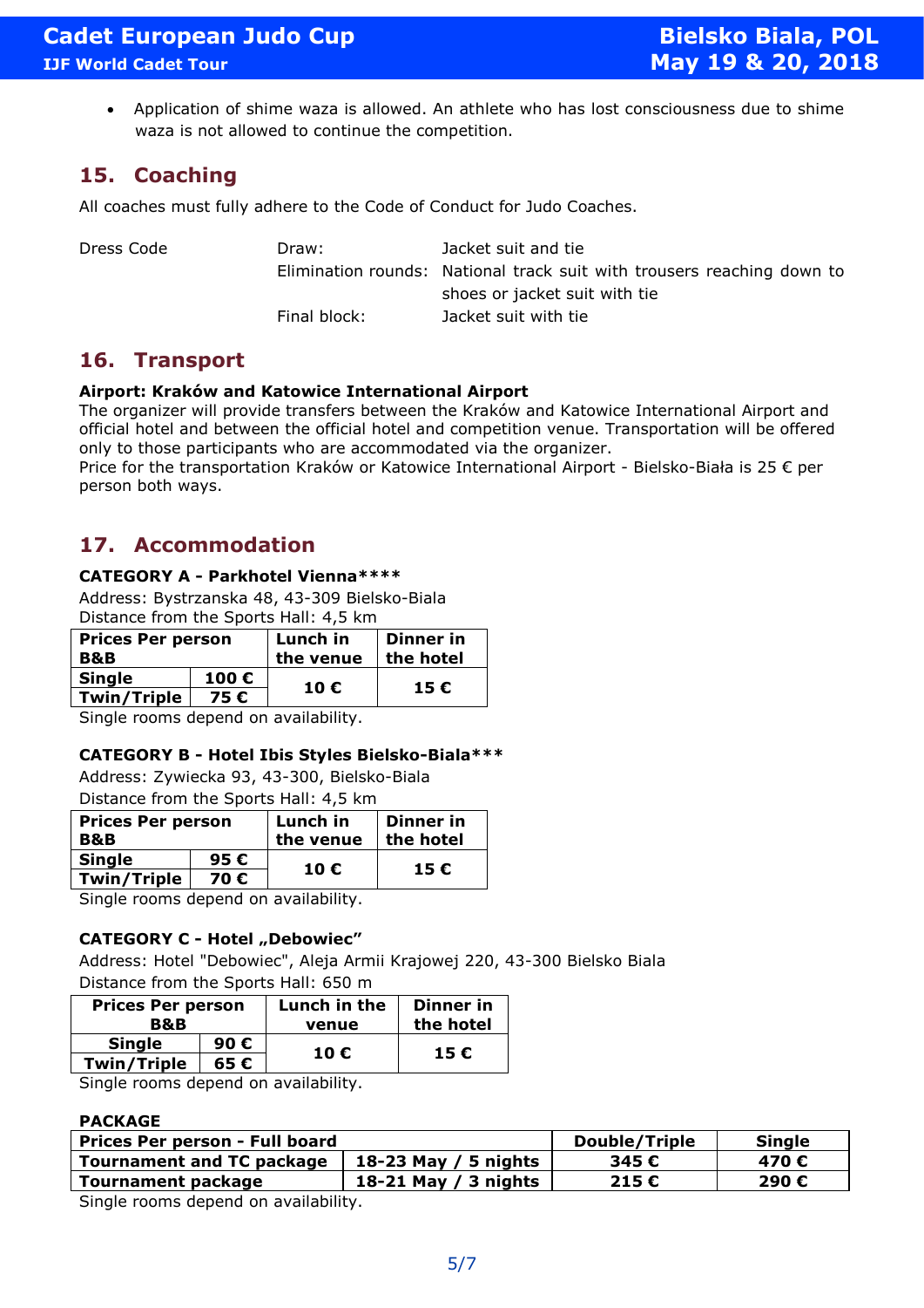- Application of shime waza is allowed. An athlete who has lost consciousness due to shime waza is not allowed to continue the competition.

## 15. Coaching

All coaches must fully adhere to the Code of Conduct for Judo Coaches.

| Dress Code | Draw: | Jacket suit and tie |
|---|---|---|
| | Elimination rounds: | National track suit with trousers reaching down to shoes or jacket suit with tie |
| | Final block: | Jacket suit with tie |

## 16. Transport

**Airport: Kraków and Katowice International Airport**

The organizer will provide transfers between the Kraków and Katowice International Airport and official hotel and between the official hotel and competition venue. Transportation will be offered only to those participants who are accommodated via the organizer.
Price for the transportation Kraków or Katowice International Airport - Bielsko-Biała is 25 € per person both ways.

## 17. Accommodation

**CATEGORY A - Parkhotel Vienna\*\*\*\***

Address: Bystrzanska 48, 43-309 Bielsko-Biala
Distance from the Sports Hall: 4,5 km

| Prices Per person B&B | | Lunch in the venue | Dinner in the hotel |
|---|---|---|---|
| Single | 100 € | 10 € | 15 € |
| Twin/Triple | 75 € | | |

Single rooms depend on availability.

**CATEGORY B - Hotel Ibis Styles Bielsko-Biala\*\*\***

Address: Zywiecka 93, 43-300, Bielsko-Biala
Distance from the Sports Hall: 4,5 km

| Prices Per person B&B | | Lunch in the venue | Dinner in the hotel |
|---|---|---|---|
| Single | 95 € | 10 € | 15 € |
| Twin/Triple | 70 € | | |

Single rooms depend on availability.

**CATEGORY C - Hotel „Debowiec"**

Address: Hotel "Debowiec", Aleja Armii Krajowej 220, 43-300 Bielsko Biala
Distance from the Sports Hall: 650 m

| Prices Per person B&B | | Lunch in the venue | Dinner in the hotel |
|---|---|---|---|
| Single | 90 € | 10 € | 15 € |
| Twin/Triple | 65 € | | |

Single rooms depend on availability.

**PACKAGE**

| Prices Per person - Full board | | Double/Triple | Single |
|---|---|---|---|
| Tournament and TC package | 18-23 May / 5 nights | 345 € | 470 € |
| Tournament package | 18-21 May / 3 nights | 215 € | 290 € |

Single rooms depend on availability.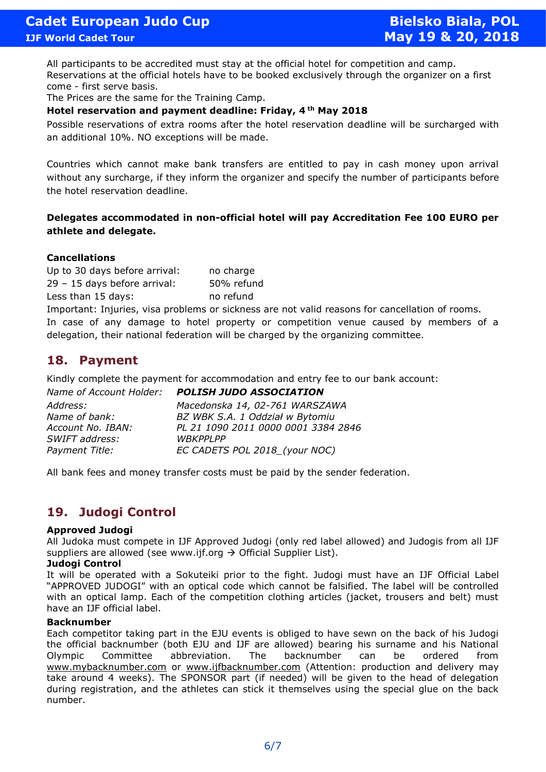All participants to be accredited must stay at the official hotel for competition and camp. Reservations at the official hotels have to be booked exclusively through the organizer on a first come - first serve basis.
The Prices are the same for the Training Camp.

**Hotel reservation and payment deadline: Friday, 4th May 2018**

Possible reservations of extra rooms after the hotel reservation deadline will be surcharged with an additional 10%. NO exceptions will be made.

Countries which cannot make bank transfers are entitled to pay in cash money upon arrival without any surcharge, if they inform the organizer and specify the number of participants before the hotel reservation deadline.

**Delegates accommodated in non-official hotel will pay Accreditation Fee 100 EURO per athlete and delegate.**

**Cancellations**

| | |
|---|---|
| Up to 30 days before arrival: | no charge |
| 29 – 15 days before arrival: | 50% refund |
| Less than 15 days: | no refund |

Important: Injuries, visa problems or sickness are not valid reasons for cancellation of rooms.
In case of any damage to hotel property or competition venue caused by members of a delegation, their national federation will be charged by the organizing committee.

## 18. Payment

Kindly complete the payment for accommodation and entry fee to our bank account:

| | |
|---|---|
| *Name of Account Holder:* | ***POLISH JUDO ASSOCIATION*** |
| *Address:* | *Macedonska 14, 02-761 WARSZAWA* |
| *Name of bank:* | *BZ WBK S.A. 1 Oddział w Bytomiu* |
| *Account No. IBAN:* | *PL 21 1090 2011 0000 0001 3384 2846* |
| *SWIFT address:* | *WBKPPLPP* |
| *Payment Title:* | *EC CADETS POL 2018_(your NOC)* |

All bank fees and money transfer costs must be paid by the sender federation.

## 19. Judogi Control

**Approved Judogi**

All Judoka must compete in IJF Approved Judogi (only red label allowed) and Judogis from all IJF suppliers are allowed (see www.ijf.org → Official Supplier List).

**Judogi Control**

It will be operated with a Sokuteiki prior to the fight. Judogi must have an IJF Official Label "APPROVED JUDOGI" with an optical code which cannot be falsified. The label will be controlled with an optical lamp. Each of the competition clothing articles (jacket, trousers and belt) must have an IJF official label.

**Backnumber**

Each competitor taking part in the EJU events is obliged to have sewn on the back of his Judogi the official backnumber (both EJU and IJF are allowed) bearing his surname and his National Olympic Committee abbreviation. The backnumber can be ordered from www.mybacknumber.com or www.ijfbacknumber.com (Attention: production and delivery may take around 4 weeks). The SPONSOR part (if needed) will be given to the head of delegation during registration, and the athletes can stick it themselves using the special glue on the back number.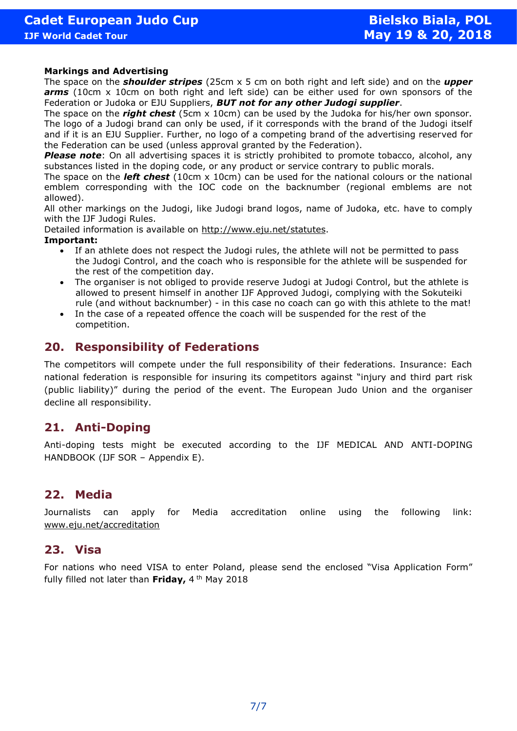**Markings and Advertising**

The space on the ***shoulder stripes*** (25cm x 5 cm on both right and left side) and on the ***upper arms*** (10cm x 10cm on both right and left side) can be either used for own sponsors of the Federation or Judoka or EJU Suppliers, ***BUT not for any other Judogi supplier***.

The space on the ***right chest*** (5cm x 10cm) can be used by the Judoka for his/her own sponsor. The logo of a Judogi brand can only be used, if it corresponds with the brand of the Judogi itself and if it is an EJU Supplier. Further, no logo of a competing brand of the advertising reserved for the Federation can be used (unless approval granted by the Federation).

***Please note***: On all advertising spaces it is strictly prohibited to promote tobacco, alcohol, any substances listed in the doping code, or any product or service contrary to public morals.

The space on the ***left chest*** (10cm x 10cm) can be used for the national colours or the national emblem corresponding with the IOC code on the backnumber (regional emblems are not allowed).

All other markings on the Judogi, like Judogi brand logos, name of Judoka, etc. have to comply with the IJF Judogi Rules.

Detailed information is available on http://www.eju.net/statutes.

**Important:**

- If an athlete does not respect the Judogi rules, the athlete will not be permitted to pass the Judogi Control, and the coach who is responsible for the athlete will be suspended for the rest of the competition day.
- The organiser is not obliged to provide reserve Judogi at Judogi Control, but the athlete is allowed to present himself in another IJF Approved Judogi, complying with the Sokuteiki rule (and without backnumber) - in this case no coach can go with this athlete to the mat!
- In the case of a repeated offence the coach will be suspended for the rest of the competition.

## 20. Responsibility of Federations

The competitors will compete under the full responsibility of their federations. Insurance: Each national federation is responsible for insuring its competitors against "injury and third part risk (public liability)" during the period of the event. The European Judo Union and the organiser decline all responsibility.

## 21. Anti-Doping

Anti-doping tests might be executed according to the IJF MEDICAL AND ANTI-DOPING HANDBOOK (IJF SOR – Appendix E).

## 22. Media

Journalists can apply for Media accreditation online using the following link: www.eju.net/accreditation

## 23. Visa

For nations who need VISA to enter Poland, please send the enclosed "Visa Application Form" fully filled not later than **Friday,** 4 th May 2018